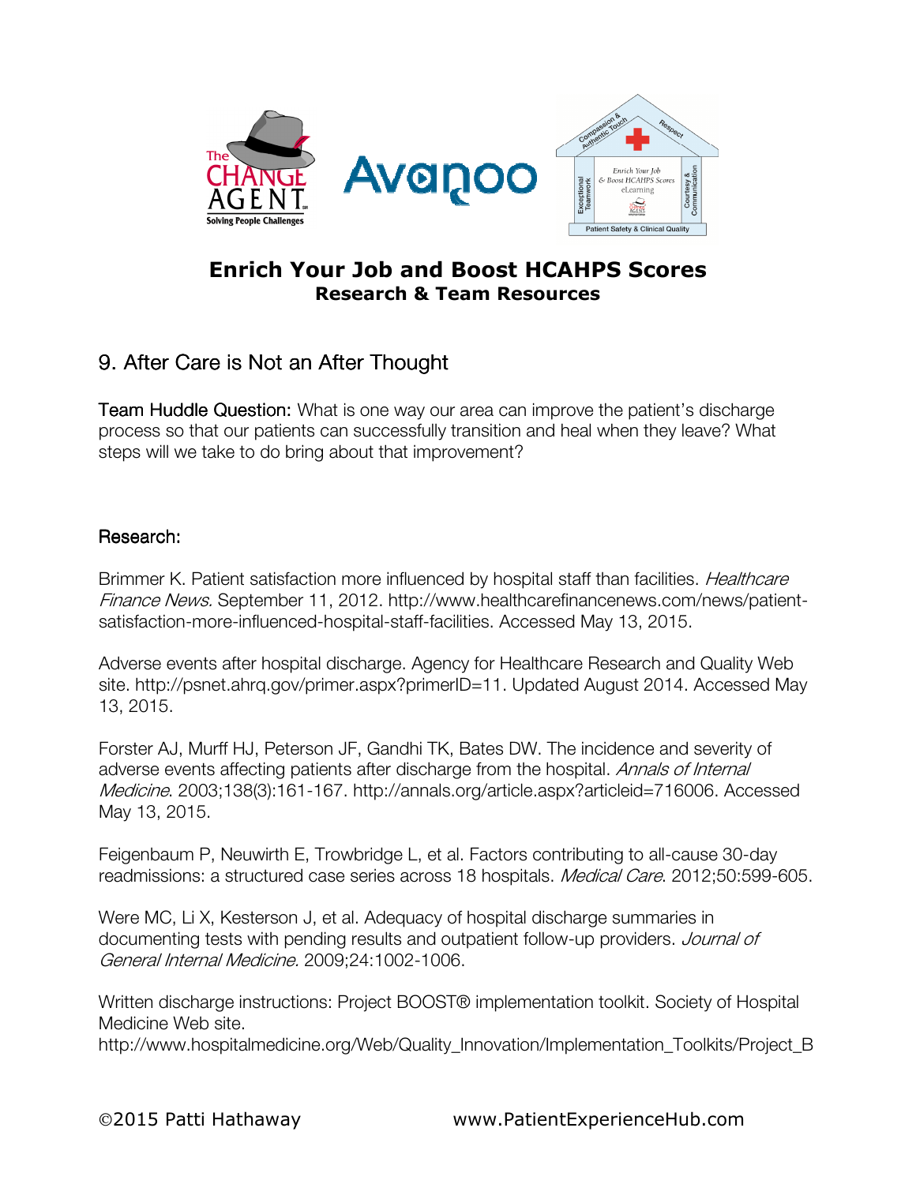# Enrich Your Job and Boost HCAHPS Scores

## Research & Team Resources

### 9. After Care is Not an After Thought

Team Huddle Question: What is one way our area can improve the patient's discharge process so that our patients can successfully transition and heal when they leave? What steps will we take to do bring about that improvement?

#### Research:

Brimmer K. Patient satisfaction more influenced by hospital staff than facilities. *Healthcare Finance News.* September 11, 2012. http://www.healthcarefinancenews.com/news/patient-satisfaction-more-influenced-hospital-staff-facilities. Accessed May 13, 2015.

Adverse events after hospital discharge. Agency for Healthcare Research and Quality Web site. http://psnet.ahrq.gov/primer.aspx?primerID=11. Updated August 2014. Accessed May 13, 2015.

Forster AJ, Murff HJ, Peterson JF, Gandhi TK, Bates DW. The incidence and severity of adverse events affecting patients after discharge from the hospital. *Annals of Internal Medicine*. 2003;138(3):161-167. http://annals.org/article.aspx?articleid=716006. Accessed May 13, 2015.

Feigenbaum P, Neuwirth E, Trowbridge L, et al. Factors contributing to all-cause 30-day readmissions: a structured case series across 18 hospitals. *Medical Care*. 2012;50:599-605.

Were MC, Li X, Kesterson J, et al. Adequacy of hospital discharge summaries in documenting tests with pending results and outpatient follow-up providers. *Journal of General Internal Medicine.* 2009;24:1002-1006.

Written discharge instructions: Project BOOST® implementation toolkit. Society of Hospital Medicine Web site.
http://www.hospitalmedicine.org/Web/Quality_Innovation/Implementation_Toolkits/Project_B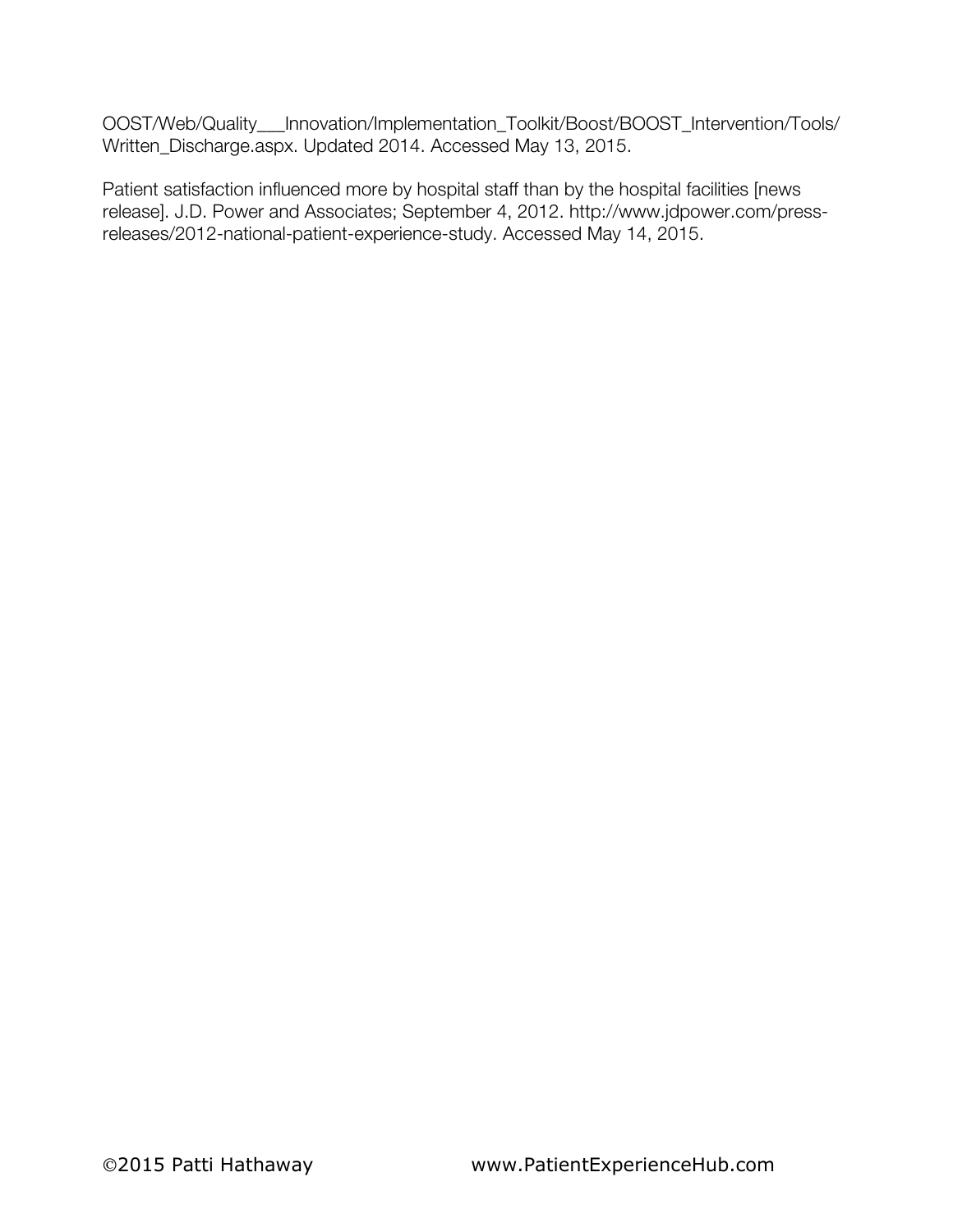OOST/Web/Quality___Innovation/Implementation_Toolkit/Boost/BOOST_Intervention/Tools/Written_Discharge.aspx. Updated 2014. Accessed May 13, 2015.

Patient satisfaction influenced more by hospital staff than by the hospital facilities [news release]. J.D. Power and Associates; September 4, 2012. http://www.jdpower.com/press-releases/2012-national-patient-experience-study. Accessed May 14, 2015.